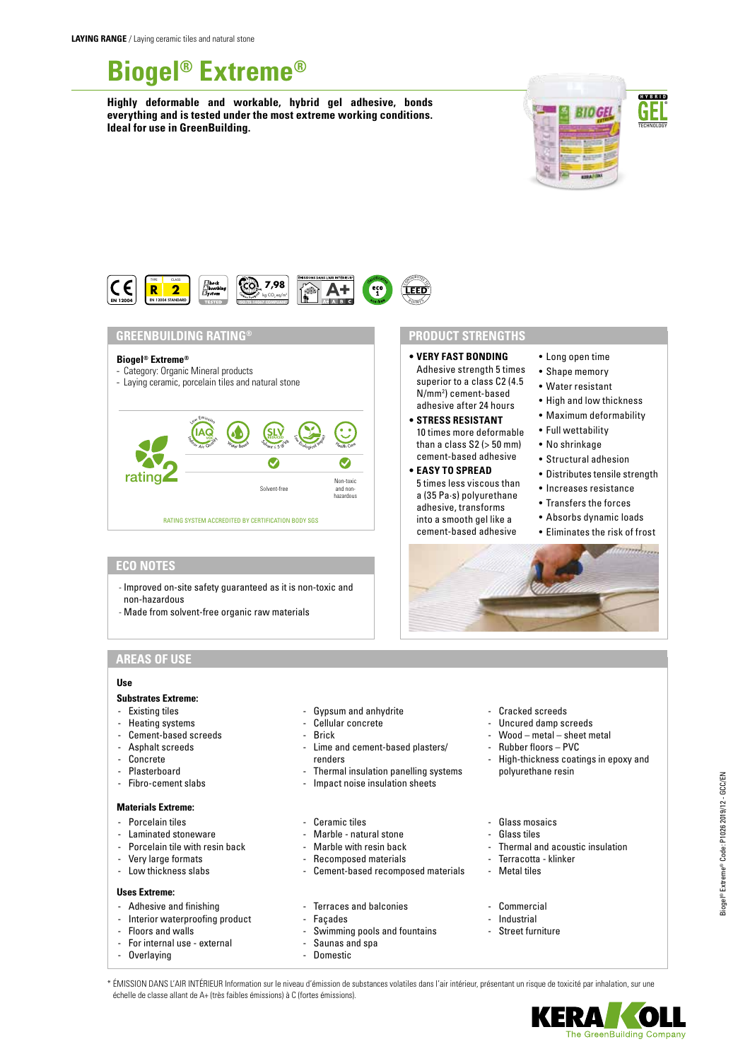**LAYING RANGE** / Laying ceramic tiles and natural stone

# Biogel® Extreme®

**Highly deformable and workable, hybrid gel adhesive, bonds everything and is tested under the most extreme working conditions. Ideal for use in GreenBuilding.**

## GREENBUILDING RATING®

**Biogel® Extreme®**

- Category: Organic Mineral products
- Laying ceramic, porcelain tiles and natural stone

rating 2

Solvent-free

Non-toxic and non-hazardous

RATING SYSTEM ACCREDITED BY CERTIFICATION BODY SGS

## ECO NOTES

- Improved on-site safety guaranteed as it is non-toxic and non-hazardous
- Made from solvent-free organic raw materials

## PRODUCT STRENGTHS

- **VERY FAST BONDING**
  Adhesive strength 5 times superior to a class C2 (4.5 N/mm²) cement-based adhesive after 24 hours
- **STRESS RESISTANT**
  10 times more deformable than a class S2 (> 50 mm) cement-based adhesive
- **EASY TO SPREAD**
  5 times less viscous than a (35 Pa·s) polyurethane adhesive, transforms into a smooth gel like a cement-based adhesive
- Long open time
- Shape memory
- Water resistant
- High and low thickness
- Maximum deformability
- Full wettability
- No shrinkage
- Structural adhesion
- Distributes tensile strength
- Increases resistance
- Transfers the forces
- Absorbs dynamic loads
- Eliminates the risk of frost

## AREAS OF USE

**Use**

**Substrates Extreme:**

- Existing tiles
- Heating systems
- Cement-based screeds
- Asphalt screeds
- Concrete
- Plasterboard
- Fibro-cement slabs
- Gypsum and anhydrite
- Cellular concrete
- Brick
- Lime and cement-based plasters/ renders
- Thermal insulation panelling systems
- Impact noise insulation sheets
- Cracked screeds
- Uncured damp screeds
- Wood – metal – sheet metal
- Rubber floors – PVC
- High-thickness coatings in epoxy and polyurethane resin

**Materials Extreme:**

- Porcelain tiles
- Laminated stoneware
- Porcelain tile with resin back
- Very large formats
- Low thickness slabs
- Ceramic tiles
- Marble - natural stone
- Marble with resin back
- Recomposed materials
- Cement-based recomposed materials
- Glass mosaics
- Glass tiles
- Thermal and acoustic insulation
- Terracotta - klinker
- Metal tiles

**Uses Extreme:**

- Adhesive and finishing
- Interior waterproofing product
- Floors and walls
- For internal use - external
- Overlaying
- Terraces and balconies
- Façades
- Swimming pools and fountains
- Saunas and spa
- Domestic
- Commercial
- Industrial
- Street furniture

\* ÉMISSION DANS L'AIR INTÉRIEUR Information sur le niveau d'émission de substances volatiles dans l'air intérieur, présentant un risque de toxicité par inhalation, sur une échelle de classe allant de A+ (très faibles émissions) à C (fortes émissions).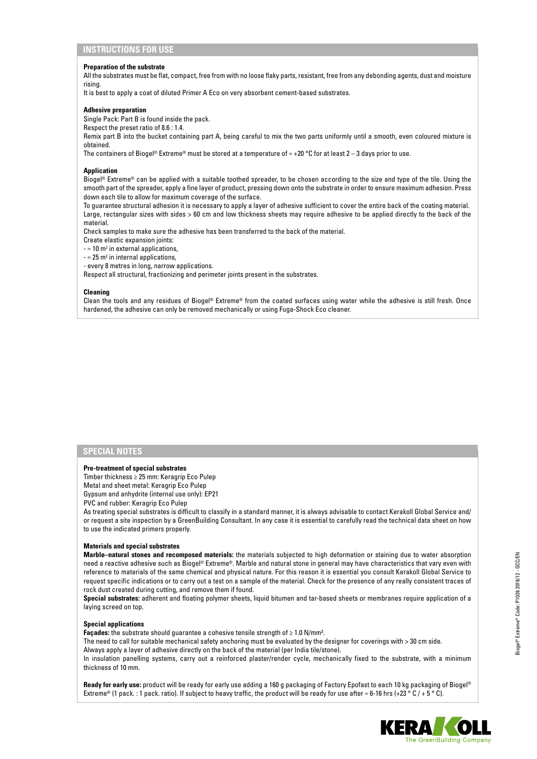## INSTRUCTIONS FOR USE

**Preparation of the substrate**

All the substrates must be flat, compact, free from with no loose flaky parts, resistant, free from any debonding agents, dust and moisture rising.

It is best to apply a coat of diluted Primer A Eco on very absorbent cement-based substrates.

**Adhesive preparation**

Single Pack: Part B is found inside the pack.

Respect the preset ratio of 8.6 : 1.4.

Remix part B into the bucket containing part A, being careful to mix the two parts uniformly until a smooth, even coloured mixture is obtained.

The containers of Biogel® Extreme® must be stored at a temperature of ≈ +20 °C for at least 2 – 3 days prior to use.

**Application**

Biogel® Extreme® can be applied with a suitable toothed spreader, to be chosen according to the size and type of the tile. Using the smooth part of the spreader, apply a fine layer of product, pressing down onto the substrate in order to ensure maximum adhesion. Press down each tile to allow for maximum coverage of the surface.

To guarantee structural adhesion it is necessary to apply a layer of adhesive sufficient to cover the entire back of the coating material. Large, rectangular sizes with sides > 60 cm and low thickness sheets may require adhesive to be applied directly to the back of the material.

Check samples to make sure the adhesive has been transferred to the back of the material.

Create elastic expansion joints:

- ≈ 10 m² in external applications,
- ≈ 25 m² in internal applications,
- every 8 metres in long, narrow applications.

Respect all structural, fractionizing and perimeter joints present in the substrates.

**Cleaning**

Clean the tools and any residues of Biogel® Extreme® from the coated surfaces using water while the adhesive is still fresh. Once hardened, the adhesive can only be removed mechanically or using Fuga-Shock Eco cleaner.

## SPECIAL NOTES

**Pre-treatment of special substrates**

Timber thickness ≥ 25 mm: Keragrip Eco Pulep

Metal and sheet metal: Keragrip Eco Pulep

Gypsum and anhydrite (internal use only): EP21

PVC and rubber: Keragrip Eco Pulep

As treating special substrates is difficult to classify in a standard manner, it is always advisable to contact Kerakoll Global Service and/ or request a site inspection by a GreenBuilding Consultant. In any case it is essential to carefully read the technical data sheet on how to use the indicated primers properly.

**Materials and special substrates**

**Marble–natural stones and recomposed materials:** the materials subjected to high deformation or staining due to water absorption need a reactive adhesive such as Biogel® Extreme®. Marble and natural stone in general may have characteristics that vary even with reference to materials of the same chemical and physical nature. For this reason it is essential you consult Kerakoll Global Service to request specific indications or to carry out a test on a sample of the material. Check for the presence of any really consistent traces of rock dust created during cutting, and remove them if found.

**Special substrates:** adherent and floating polymer sheets, liquid bitumen and tar-based sheets or membranes require application of a laying screed on top.

**Special applications**

**Façades:** the substrate should guarantee a cohesive tensile strength of ≥ 1.0 N/mm².

The need to call for suitable mechanical safety anchoring must be evaluated by the designer for coverings with > 30 cm side.

Always apply a layer of adhesive directly on the back of the material (per India tile/stone).

In insulation panelling systems, carry out a reinforced plaster/render cycle, mechanically fixed to the substrate, with a minimum thickness of 10 mm.

**Ready for early use:** product will be ready for early use adding a 160 g packaging of Factory Epofast to each 10 kg packaging of Biogel® Extreme® (1 pack. : 1 pack. ratio). If subject to heavy traffic, the product will be ready for use after ≈ 6-16 hrs (+23 ° C / + 5 ° C).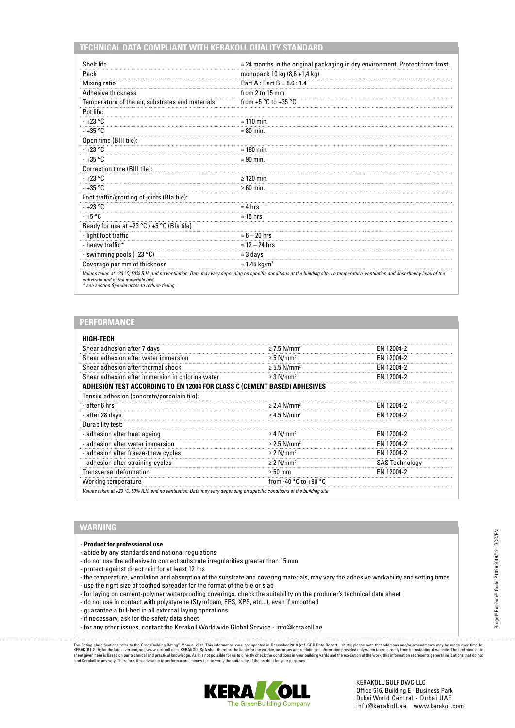## TECHNICAL DATA COMPLIANT WITH KERAKOLL QUALITY STANDARD

| | |
|---|---|
| Shelf life | ≈ 24 months in the original packaging in dry environment. Protect from frost. |
| Pack | monopack 10 kg (8,6 +1,4 kg) |
| Mixing ratio | Part A : Part B = 8.6 : 1.4 |
| Adhesive thickness | from 2 to 15 mm |
| Temperature of the air, substrates and materials | from +5 °C to +35 °C |
| Pot life: | |
| - +23 °C | ≈ 110 min. |
| - +35 °C | ≈ 80 min. |
| Open time (BIII tile): | |
| - +23 °C | ≈ 180 min. |
| - +35 °C | ≈ 90 min. |
| Correction time (BIII tile): | |
| - +23 °C | ≥ 120 min. |
| - +35 °C | ≥ 60 min. |
| Foot traffic/grouting of joints (BIa tile): | |
| - +23 °C | ≈ 4 hrs |
| - +5 °C | ≈ 15 hrs |
| Ready for use at +23 °C / +5 °C (BIa tile) | |
| - light foot traffic | ≈ 6 – 20 hrs |
| - heavy traffic* | ≈ 12 – 24 hrs |
| - swimming pools (+23 °C) | ≈ 3 days |
| Coverage per mm of thickness | ≈ 1.45 kg/m² |

*Values taken at +23 °C, 50% R.H. and no ventilation. Data may vary depending on specific conditions at the building site, i.e.temperature, ventilation and absorbency level of the substrate and of the materials laid.*
*\* see section Special notes to reduce timing.*

## PERFORMANCE

| | | |
|---|---|---|
| **HIGH-TECH** | | |
| Shear adhesion after 7 days | ≥ 7.5 N/mm² | EN 12004-2 |
| Shear adhesion after water immersion | ≥ 5 N/mm² | EN 12004-2 |
| Shear adhesion after thermal shock | ≥ 5.5 N/mm² | EN 12004-2 |
| Shear adhesion after immersion in chlorine water | ≥ 3 N/mm² | EN 12004-2 |
| **ADHESION TEST ACCORDING TO EN 12004 FOR CLASS C (CEMENT BASED) ADHESIVES** | | |
| Tensile adhesion (concrete/porcelain tile): | | |
| - after 6 hrs | ≥ 2.4 N/mm² | EN 12004-2 |
| - after 28 days | ≥ 4.5 N/mm² | EN 12004-2 |
| Durability test: | | |
| - adhesion after heat ageing | ≥ 4 N/mm² | EN 12004-2 |
| - adhesion after water immersion | ≥ 2.5 N/mm² | EN 12004-2 |
| - adhesion after freeze-thaw cycles | ≥ 2 N/mm² | EN 12004-2 |
| - adhesion after straining cycles | ≥ 2 N/mm² | SAS Technology |
| Transversal deformation | ≥ 50 mm | EN 12004-2 |
| Working temperature | from -40 °C to +90 °C | |

*Values taken at +23 °C, 50% R.H. and no ventilation. Data may vary depending on specific conditions at the building site.*

## WARNING

- **Product for professional use**
- abide by any standards and national regulations
- do not use the adhesive to correct substrate irregularities greater than 15 mm
- protect against direct rain for at least 12 hrs
- the temperature, ventilation and absorption of the substrate and covering materials, may vary the adhesive workability and setting times
- use the right size of toothed spreader for the format of the tile or slab
- for laying on cement-polymer waterproofing coverings, check the suitability on the producer's technical data sheet
- do not use in contact with polystyrene (Styrofoam, EPS, XPS, etc...), even if smoothed
- guarantee a full-bed in all external laying operations
- if necessary, ask for the safety data sheet
- for any other issues, contact the Kerakoll Worldwide Global Service - info@kerakoll.ae

The Rating classifications refer to the GreenBuilding Rating® Manual 2012. This information was last updated in December 2019 (ref. GBR Data Report - 12.19); please note that additions and/or amendments may be made over time by KERAKOLL SpA; for the latest version, see www.kerakoll.com. KERAKOLL SpA shall therefore be liable for the validity, accuracy and updating of information provided only when taken directly from its institutional website. The technical data sheet given here is based on our technical and practical knowledge. As it is not possible for us to directly check the conditions in your building yards and the execution of the work, this information represents general indications that do not bind Kerakoll in any way. Therefore, it is advisable to perform a preliminary test to verify the suitability of the product for your purposes.

Biogel® Extreme® Code: P1026 2019/12 - GCC/EN

KERAKOLL The GreenBuilding Company

KERAKOLL GULF DWC-LLC
Office 516, Building E - Business Park
Dubai World Central - Dubai UAE
info@kerakoll.ae www.kerakoll.com